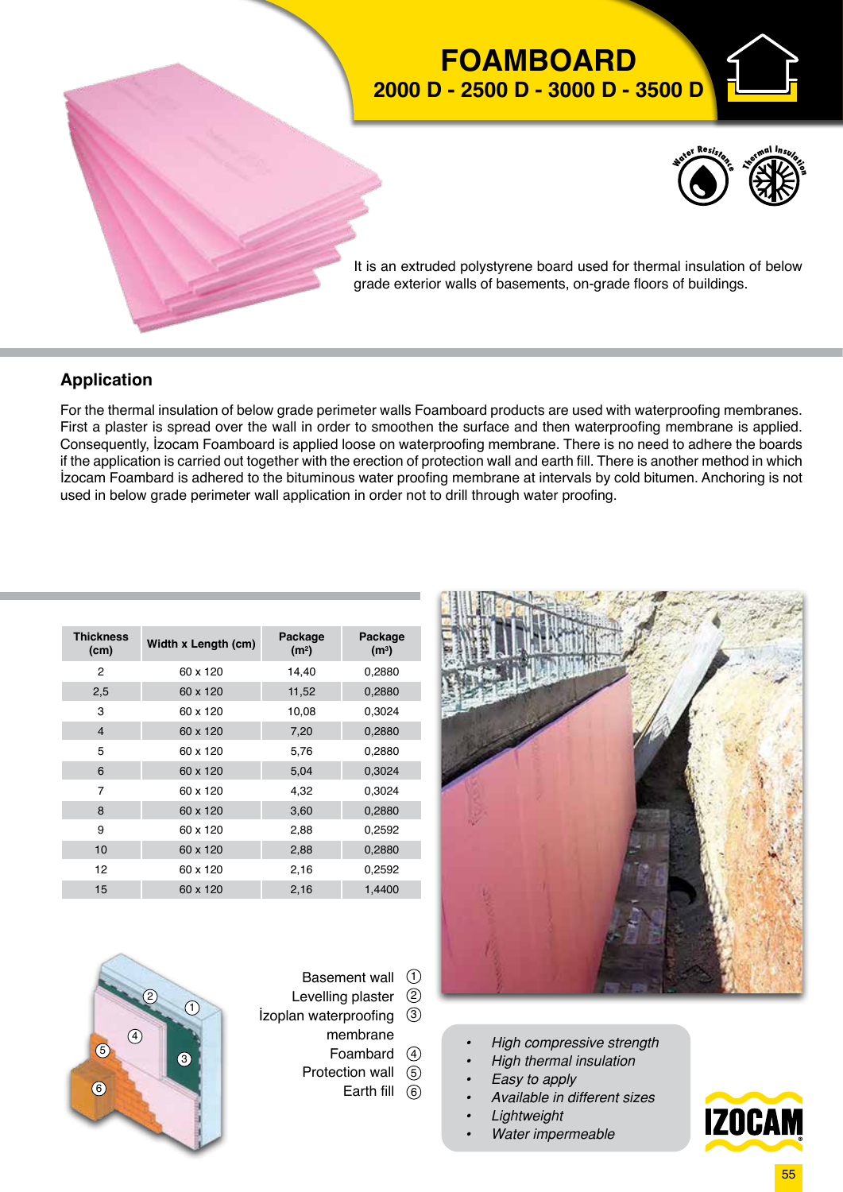# FOAMBOARD

## 2000 D - 2500 D - 3000 D - 3500 D

Water Resistance

Thermal Insulation

It is an extruded polystyrene board used for thermal insulation of below grade exterior walls of basements, on-grade floors of buildings.

### Application

For the thermal insulation of below grade perimeter walls Foamboard products are used with waterproofing membranes. First a plaster is spread over the wall in order to smoothen the surface and then waterproofing membrane is applied. Consequently, İzocam Foamboard is applied loose on waterproofing membrane. There is no need to adhere the boards if the application is carried out together with the erection of protection wall and earth fill. There is another method in which İzocam Foambard is adhered to the bituminous water proofing membrane at intervals by cold bitumen. Anchoring is not used in below grade perimeter wall application in order not to drill through water proofing.

| Thickness (cm) | Width x Length (cm) | Package ($m^2$) | Package ($m^3$) |
|---|---|---|---|
| 2 | 60 x 120 | 14,40 | 0,2880 |
| 2,5 | 60 x 120 | 11,52 | 0,2880 |
| 3 | 60 x 120 | 10,08 | 0,3024 |
| 4 | 60 x 120 | 7,20 | 0,2880 |
| 5 | 60 x 120 | 5,76 | 0,2880 |
| 6 | 60 x 120 | 5,04 | 0,3024 |
| 7 | 60 x 120 | 4,32 | 0,3024 |
| 8 | 60 x 120 | 3,60 | 0,2880 |
| 9 | 60 x 120 | 2,88 | 0,2592 |
| 10 | 60 x 120 | 2,88 | 0,2880 |
| 12 | 60 x 120 | 2,16 | 0,2592 |
| 15 | 60 x 120 | 2,16 | 1,4400 |

1. Basement wall
2. Levelling plaster
3. İzoplan waterproofing membrane
4. Foamboard
5. Protection wall
6. Earth fill

- *High compressive strength*
- *High thermal insulation*
- *Easy to apply*
- *Available in different sizes*
- *Lightweight*
- *Water impermeable*

IZOCAM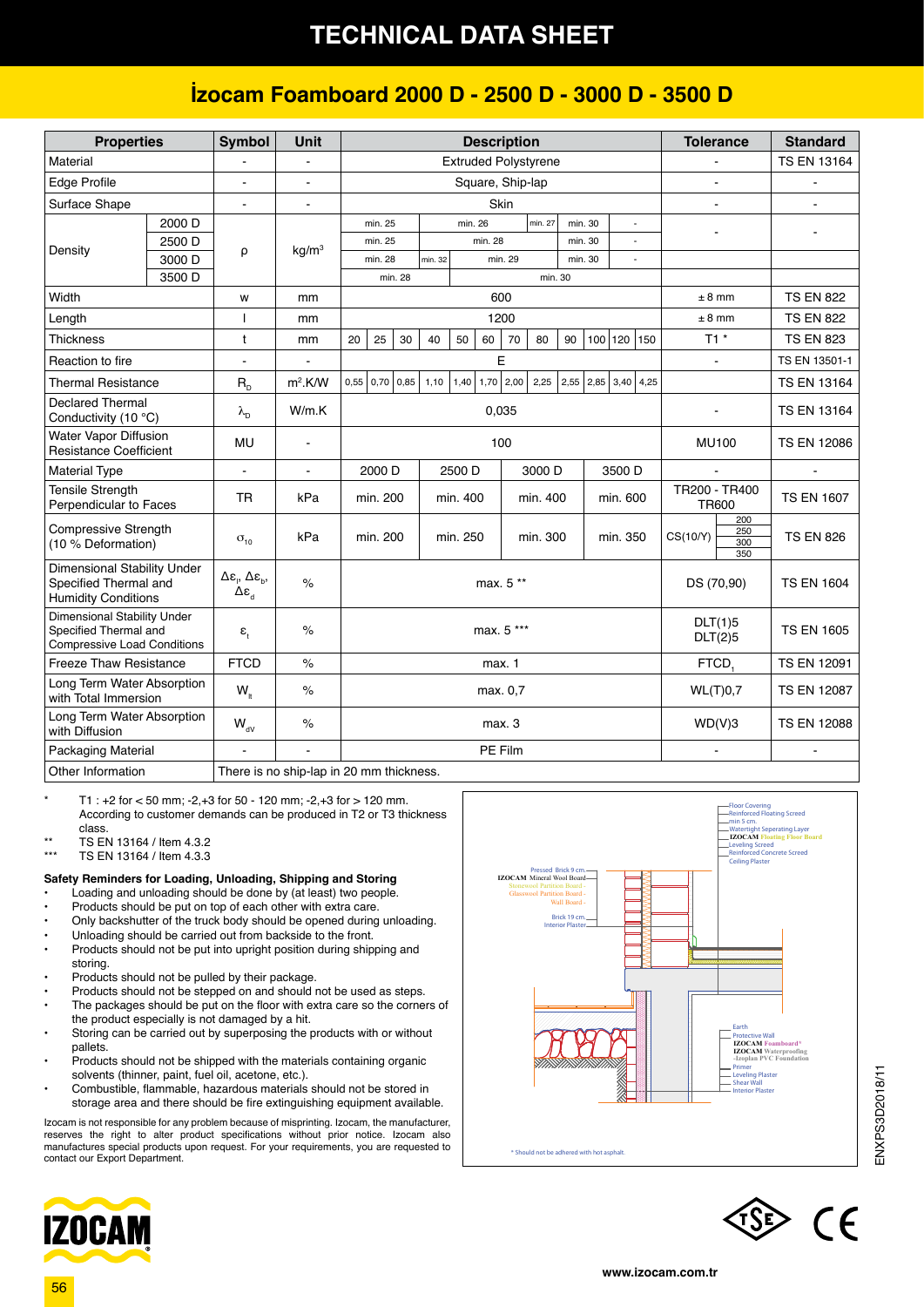# TECHNICAL DATA SHEET

## İzocam Foamboard 2000 D - 2500 D - 3000 D - 3500 D

| Properties | | Symbol | Unit | Description | Tolerance | Standard |
|---|---|---|---|---|---|---|
| Material | | - | - | Extruded Polystyrene | - | TS EN 13164 |
| Edge Profile | | - | - | Square, Ship-lap | - | - |
| Surface Shape | | - | - | Skin | - | - |
| Density | 2000 D | ρ | $kg/m^3$ | min. 25, min. 26, min. 27, min. 30, - | - | - |
| | 2500 D | | | min. 25, min. 28, min. 30, - | | |
| | 3000 D | | | min. 28, min. 32, min. 29, min. 30, - | | |
| | 3500 D | | | min. 28, min. 30 | | |
| Width | | w | mm | 600 | ± 8 mm | TS EN 822 |
| Length | | l | mm | 1200 | ± 8 mm | TS EN 822 |
| Thickness | | t | mm | 20, 25, 30, 40, 50, 60, 70, 80, 90, 100, 120, 150 | T1 * | TS EN 823 |
| Reaction to fire | | - | - | E | - | TS EN 13501-1 |
| Thermal Resistance | | $R_D$ | $m^2.K/W$ | 0,55, 0,70, 0,85, 1,10, 1,40, 1,70, 2,00, 2,25, 2,55, 2,85, 3,40, 4,25 | | TS EN 13164 |
| Declared Thermal Conductivity (10 °C) | | $\lambda_D$ | W/m.K | 0,035 | - | TS EN 13164 |
| Water Vapor Diffusion Resistance Coefficient | | MU | - | 100 | MU100 | TS EN 12086 |
| Material Type | | - | - | 2000 D / 2500 D / 3000 D / 3500 D | - | - |
| Tensile Strength Perpendicular to Faces | | TR | kPa | min. 200 / min. 400 / min. 400 / min. 600 | TR200 - TR400 TR600 | TS EN 1607 |
| Compressive Strength (10 % Deformation) | | $\sigma_{10}$ | kPa | min. 200 / min. 250 / min. 300 / min. 350 | CS(10/Y) 200, 250, 300, 350 | TS EN 826 |
| Dimensional Stability Under Specified Thermal and Humidity Conditions | | $\Delta\varepsilon_l$, $\Delta\varepsilon_b$, $\Delta\varepsilon_d$ | % | max. 5 ** | DS (70,90) | TS EN 1604 |
| Dimensional Stability Under Specified Thermal and Compressive Load Conditions | | $\varepsilon_t$ | % | max. 5 *** | DLT(1)5 DLT(2)5 | TS EN 1605 |
| Freeze Thaw Resistance | | FTCD | % | max. 1 | $FTCD_1$ | TS EN 12091 |
| Long Term Water Absorption with Total Immersion | | $W_{lt}$ | % | max. 0,7 | WL(T)0,7 | TS EN 12087 |
| Long Term Water Absorption with Diffusion | | $W_{dV}$ | % | max. 3 | WD(V)3 | TS EN 12088 |
| Packaging Material | | - | - | PE Film | - | - |
| Other Information | | There is no ship-lap in 20 mm thickness. | | | | |

\* T1 : +2 for < 50 mm; -2,+3 for 50 - 120 mm; -2,+3 for > 120 mm. According to customer demands can be produced in T2 or T3 thickness class.

\** TS EN 13164 / Item 4.3.2

\*** TS EN 13164 / Item 4.3.3

### Safety Reminders for Loading, Unloading, Shipping and Storing

- Loading and unloading should be done by (at least) two people.
- Products should be put on top of each other with extra care.
- Only backshutter of the truck body should be opened during unloading.
- Unloading should be carried out from backside to the front.
- Products should not be put into upright position during shipping and storing.
- Products should not be pulled by their package.
- Products should not be stepped on and should not be used as steps.
- The packages should be put on the floor with extra care so the corners of the product especially is not damaged by a hit.
- Storing can be carried out by superposing the products with or without pallets.
- Products should not be shipped with the materials containing organic solvents (thinner, paint, fuel oil, acetone, etc.).
- Combustible, flammable, hazardous materials should not be stored in storage area and there should be fire extinguishing equipment available.

Izocam is not responsible for any problem because of misprinting. Izocam, the manufacturer, reserves the right to alter product specifications without prior notice. Izocam also manufactures special products upon request. For your requirements, you are requested to contact our Export Department.

Floor Covering
Reinforced Floating Screed
min 5 cm.
Watertight Seperating Layer
IZOCAM Floating Floor Board
Leveling Screed
Reinforced Concrete Screed
Ceiling Plaster

Pressed Brick 9 cm.
IZOCAM Mineral Wool Board
Stonewool Partition Board -
Glasswool Partition Board -
Wall Board -
Brick 19 cm.
Interior Plaster

Earth
Protective Wall
IZOCAM Foamboard*
IZOCAM Waterproofing
-Izoplan PVC Foundation
Primer
Leveling Plaster
Shear Wall
Interior Plaster

\* Should not be adhered with hot asphalt.

ENXPS3D2018/11

www.izocam.com.tr